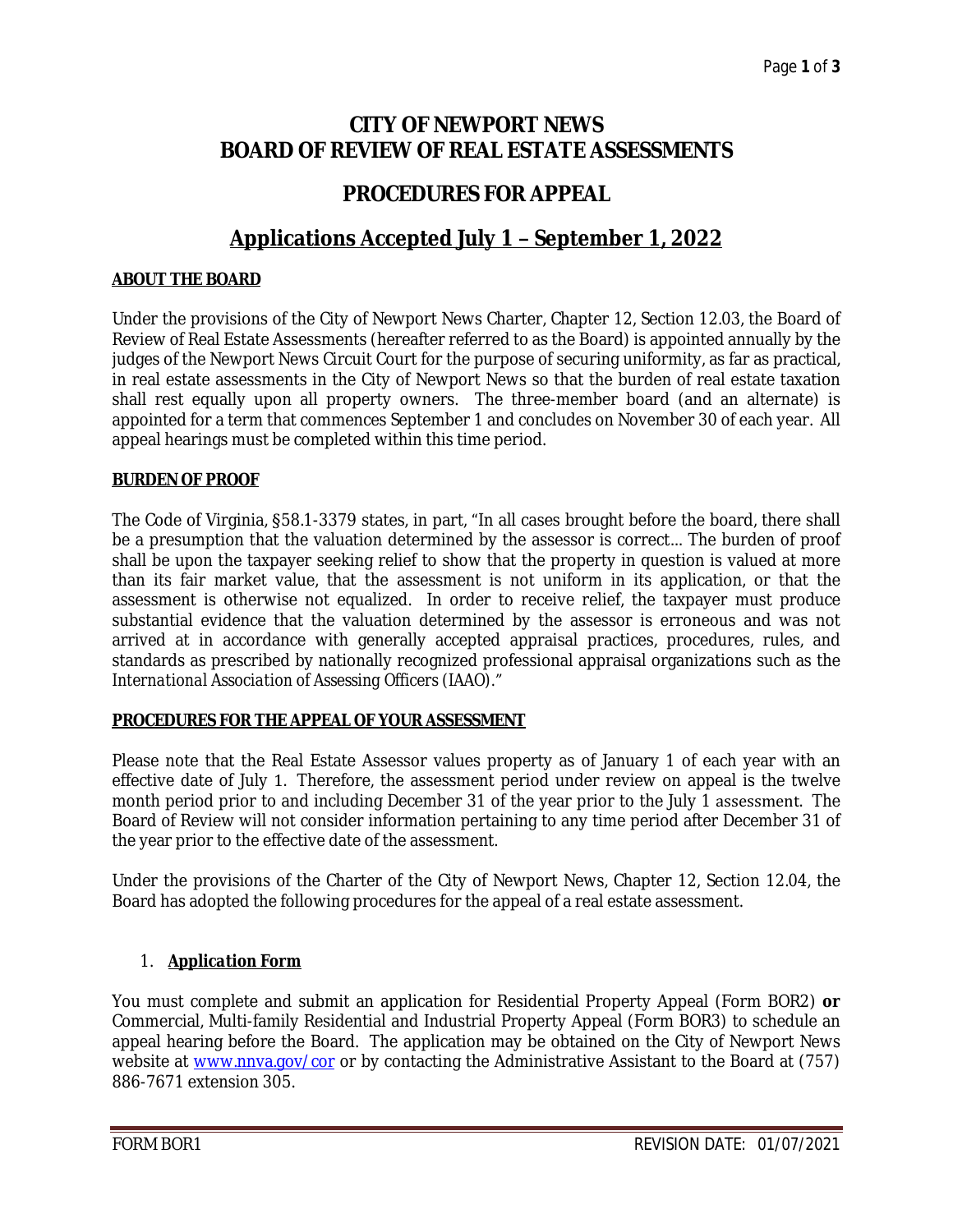# CITY OF NEWPORT NEWS
# BOARD OF REVIEW OF REAL ESTATE ASSESSMENTS

## PROCEDURES FOR APPEAL

## Applications Accepted July 1 – September 1, 2022

**ABOUT THE BOARD**

Under the provisions of the City of Newport News Charter, Chapter 12, Section 12.03, the Board of Review of Real Estate Assessments (hereafter referred to as the Board) is appointed annually by the judges of the Newport News Circuit Court for the purpose of securing uniformity, as far as practical, in real estate assessments in the City of Newport News so that the burden of real estate taxation shall rest equally upon all property owners. The three-member board (and an alternate) is appointed for a term that commences September 1 and concludes on November 30 of each year. All appeal hearings must be completed within this time period.

**BURDEN OF PROOF**

The Code of Virginia, §58.1-3379 states, in part, "In all cases brought before the board, there shall be a presumption that the valuation determined by the assessor is correct... The burden of proof shall be upon the taxpayer seeking relief to show that the property in question is valued at more than its fair market value, that the assessment is not uniform in its application, or that the assessment is otherwise not equalized. In order to receive relief, the taxpayer must produce substantial evidence that the valuation determined by the assessor is erroneous and was not arrived at in accordance with generally accepted appraisal practices, procedures, rules, and standards as prescribed by nationally recognized professional appraisal organizations such as the *International Association of Assessing Officers* (IAAO)."

**PROCEDURES FOR THE APPEAL OF YOUR ASSESSMENT**

Please note that the Real Estate Assessor values property as of January 1 of each year with an effective date of July 1. Therefore, the assessment period under review on appeal is the twelve month period prior to and including December 31 of the year prior to the July 1 assessment. The Board of Review will not consider information pertaining to any time period after December 31 of the year prior to the effective date of the assessment.

Under the provisions of the Charter of the City of Newport News, Chapter 12, Section 12.04, the Board has adopted the following procedures for the appeal of a real estate assessment.

1. ***Application Form***

You must complete and submit an application for Residential Property Appeal (Form BOR2) **or** Commercial, Multi-family Residential and Industrial Property Appeal (Form BOR3) to schedule an appeal hearing before the Board. The application may be obtained on the City of Newport News website at www.nnva.gov/cor or by contacting the Administrative Assistant to the Board at (757) 886-7671 extension 305.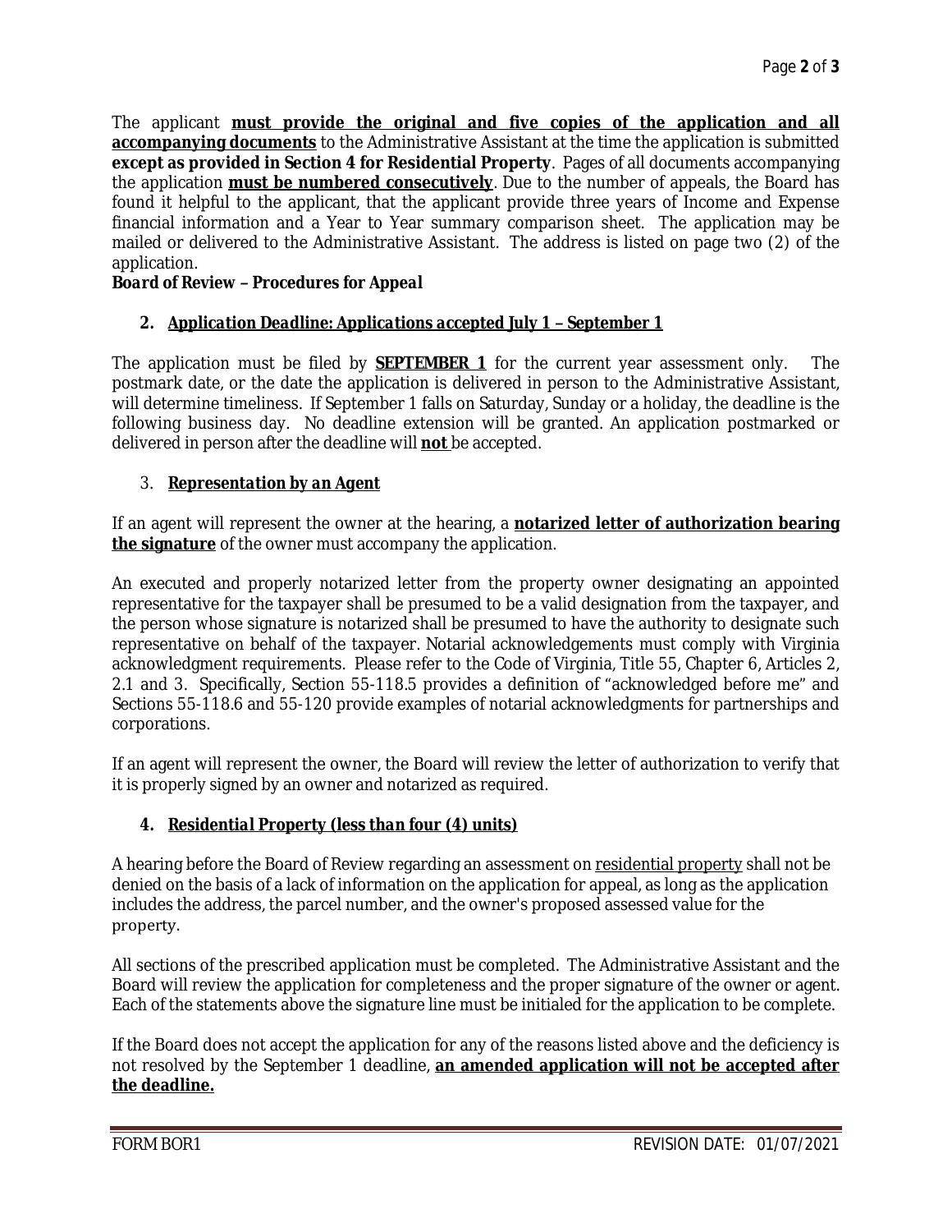The applicant **must provide the original and five copies of the application and all accompanying documents** to the Administrative Assistant at the time the application is submitted **except as provided in Section 4 for Residential Property**. Pages of all documents accompanying the application **must be numbered consecutively**. Due to the number of appeals, the Board has found it helpful to the applicant, that the applicant provide three years of Income and Expense financial information and a Year to Year summary comparison sheet. The application may be mailed or delivered to the Administrative Assistant. The address is listed on page two (2) of the application.

***Board of Review – Procedures for Appeal***

### 2. ***Application Deadline: Applications accepted July 1 – September 1***

The application must be filed by **SEPTEMBER 1** for the current year assessment only. The postmark date, or the date the application is delivered in person to the Administrative Assistant, will determine timeliness. If September 1 falls on Saturday, Sunday or a holiday, the deadline is the following business day. No deadline extension will be granted. An application postmarked or delivered in person after the deadline will **not** be accepted.

### 3. ***Representation by an Agent***

If an agent will represent the owner at the hearing, a **notarized letter of authorization bearing the signature** of the owner must accompany the application.

An executed and properly notarized letter from the property owner designating an appointed representative for the taxpayer shall be presumed to be a valid designation from the taxpayer, and the person whose signature is notarized shall be presumed to have the authority to designate such representative on behalf of the taxpayer. Notarial acknowledgements must comply with Virginia acknowledgment requirements. Please refer to the Code of Virginia, Title 55, Chapter 6, Articles 2, 2.1 and 3. Specifically, Section 55-118.5 provides a definition of "acknowledged before me" and Sections 55-118.6 and 55-120 provide examples of notarial acknowledgments for partnerships and corporations.

If an agent will represent the owner, the Board will review the letter of authorization to verify that it is properly signed by an owner and notarized as required.

### 4. ***Residential Property (less than four (4) units)***

A hearing before the Board of Review regarding an assessment on residential property shall not be denied on the basis of a lack of information on the application for appeal, as long as the application includes the address, the parcel number, and the owner's proposed assessed value for the property.

All sections of the prescribed application must be completed. The Administrative Assistant and the Board will review the application for completeness and the proper signature of the owner or agent. Each of the statements above the signature line must be initialed for the application to be complete.

If the Board does not accept the application for any of the reasons listed above and the deficiency is not resolved by the September 1 deadline, **an amended application will not be accepted after the deadline.**

FORM BOR1 REVISION DATE: 01/07/2021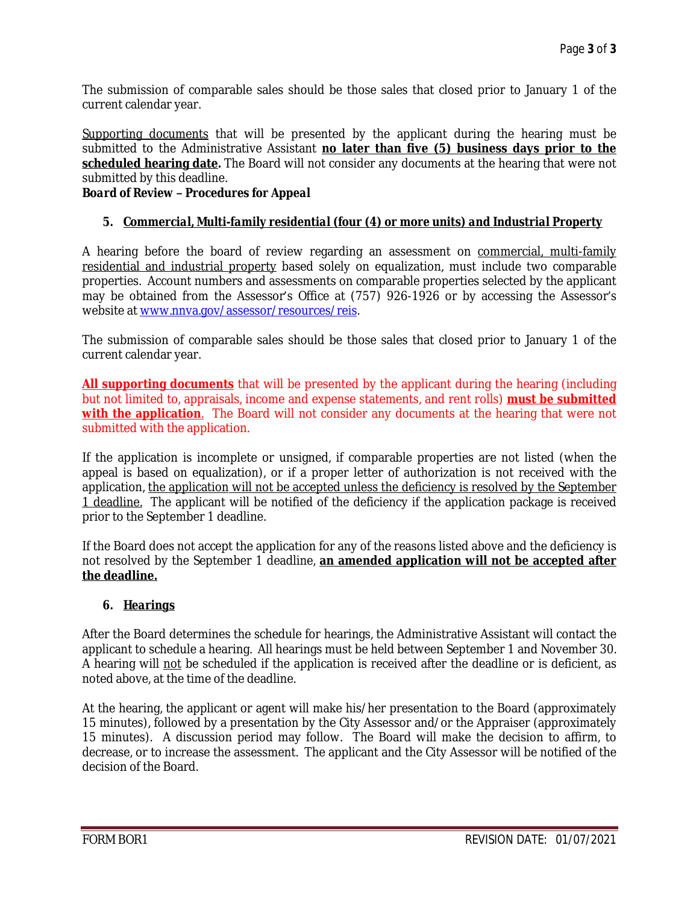The submission of comparable sales should be those sales that closed prior to January 1 of the current calendar year.

Supporting documents that will be presented by the applicant during the hearing must be submitted to the Administrative Assistant **no later than five (5) business days prior to the scheduled hearing date.** The Board will not consider any documents at the hearing that were not submitted by this deadline.

***Board of Review – Procedures for Appeal***

### 5. *Commercial, Multi-family residential (four (4) or more units) and Industrial Property*

A hearing before the board of review regarding an assessment on commercial, multi-family residential and industrial property based solely on equalization, must include two comparable properties. Account numbers and assessments on comparable properties selected by the applicant may be obtained from the Assessor's Office at (757) 926-1926 or by accessing the Assessor's website at [www.nnva.gov/assessor/resources/reis](http://www.nnva.gov/assessor/resources/reis).

The submission of comparable sales should be those sales that closed prior to January 1 of the current calendar year.

**All supporting documents** that will be presented by the applicant during the hearing (including but not limited to, appraisals, income and expense statements, and rent rolls) **must be submitted with the application**. The Board will not consider any documents at the hearing that were not submitted with the application.

If the application is incomplete or unsigned, if comparable properties are not listed (when the appeal is based on equalization), or if a proper letter of authorization is not received with the application, the application will not be accepted unless the deficiency is resolved by the September 1 deadline. The applicant will be notified of the deficiency if the application package is received prior to the September 1 deadline.

If the Board does not accept the application for any of the reasons listed above and the deficiency is not resolved by the September 1 deadline, **an amended application will not be accepted after the deadline.**

### 6. *Hearings*

After the Board determines the schedule for hearings, the Administrative Assistant will contact the applicant to schedule a hearing. All hearings must be held between September 1 and November 30. A hearing will not be scheduled if the application is received after the deadline or is deficient, as noted above, at the time of the deadline.

At the hearing, the applicant or agent will make his/her presentation to the Board (approximately 15 minutes), followed by a presentation by the City Assessor and/or the Appraiser (approximately 15 minutes). A discussion period may follow. The Board will make the decision to affirm, to decrease, or to increase the assessment. The applicant and the City Assessor will be notified of the decision of the Board.

FORM BOR1 REVISION DATE: 01/07/2021